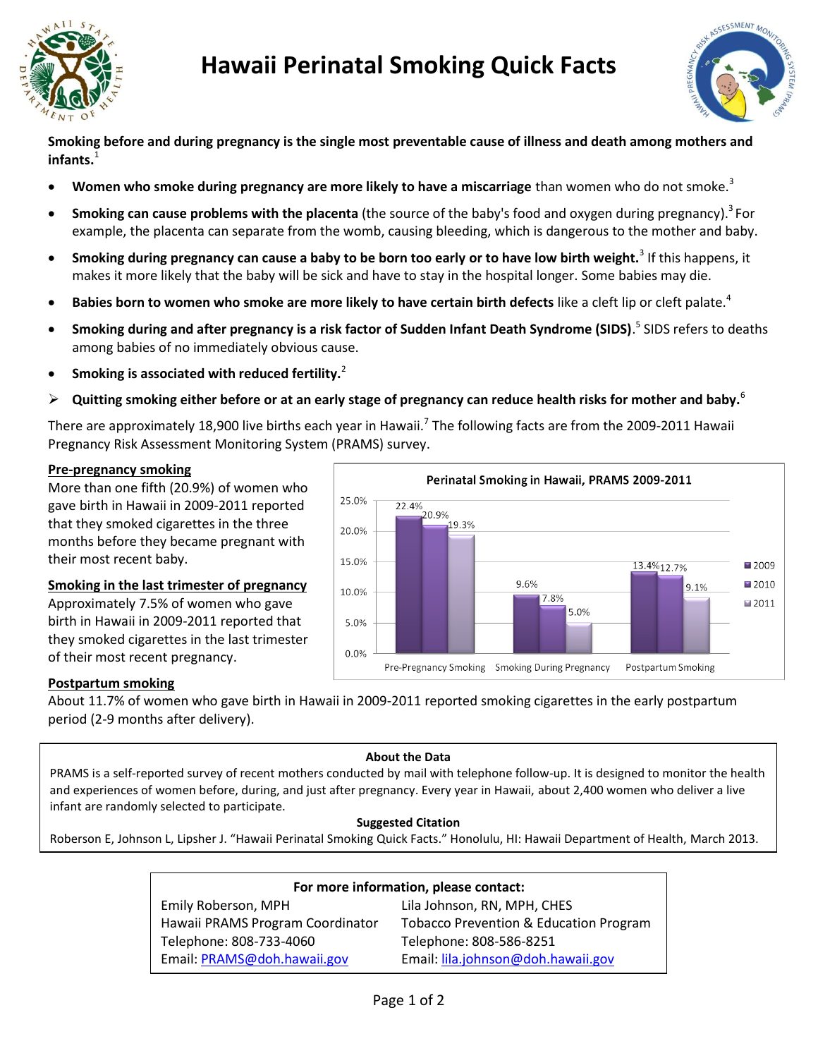# Hawaii Perinatal Smoking Quick Facts

**Smoking before and during pregnancy is the single most preventable cause of illness and death among mothers and infants.**[1]

- **Women who smoke during pregnancy are more likely to have a miscarriage** than women who do not smoke.[3]
- **Smoking can cause problems with the placenta** (the source of the baby's food and oxygen during pregnancy).[3] For example, the placenta can separate from the womb, causing bleeding, which is dangerous to the mother and baby.
- **Smoking during pregnancy can cause a baby to be born too early or to have low birth weight.**[3] If this happens, it makes it more likely that the baby will be sick and have to stay in the hospital longer. Some babies may die.
- **Babies born to women who smoke are more likely to have certain birth defects** like a cleft lip or cleft palate.[4]
- **Smoking during and after pregnancy is a risk factor of Sudden Infant Death Syndrome (SIDS)**.[5] SIDS refers to deaths among babies of no immediately obvious cause.
- **Smoking is associated with reduced fertility.**[2]

➢ **Quitting smoking either before or at an early stage of pregnancy can reduce health risks for mother and baby.**[6]

There are approximately 18,900 live births each year in Hawaii.[7] The following facts are from the 2009-2011 Hawaii Pregnancy Risk Assessment Monitoring System (PRAMS) survey.

**Pre-pregnancy smoking**

More than one fifth (20.9%) of women who gave birth in Hawaii in 2009-2011 reported that they smoked cigarettes in the three months before they became pregnant with their most recent baby.

**Smoking in the last trimester of pregnancy**

Approximately 7.5% of women who gave birth in Hawaii in 2009-2011 reported that they smoked cigarettes in the last trimester of their most recent pregnancy.

**Perinatal Smoking in Hawaii, PRAMS 2009-2011**

| | 2009 | 2010 | 2011 |
|---|---|---|---|
| Pre-Pregnancy Smoking | 22.4% | 20.9% | 19.3% |
| Smoking During Pregnancy | 9.6% | 7.8% | 5.0% |
| Postpartum Smoking | 13.4% | 12.7% | 9.1% |

**Postpartum smoking**

About 11.7% of women who gave birth in Hawaii in 2009-2011 reported smoking cigarettes in the early postpartum period (2-9 months after delivery).

**About the Data**

PRAMS is a self-reported survey of recent mothers conducted by mail with telephone follow-up. It is designed to monitor the health and experiences of women before, during, and just after pregnancy. Every year in Hawaii, about 2,400 women who deliver a live infant are randomly selected to participate.

**Suggested Citation**

Roberson E, Johnson L, Lipsher J. "Hawaii Perinatal Smoking Quick Facts." Honolulu, HI: Hawaii Department of Health, March 2013.

**For more information, please contact:**

| | |
|---|---|
| Emily Roberson, MPH | Lila Johnson, RN, MPH, CHES |
| Hawaii PRAMS Program Coordinator | Tobacco Prevention & Education Program |
| Telephone: 808-733-4060 | Telephone: 808-586-8251 |
| Email: PRAMS@doh.hawaii.gov | Email: lila.johnson@doh.hawaii.gov |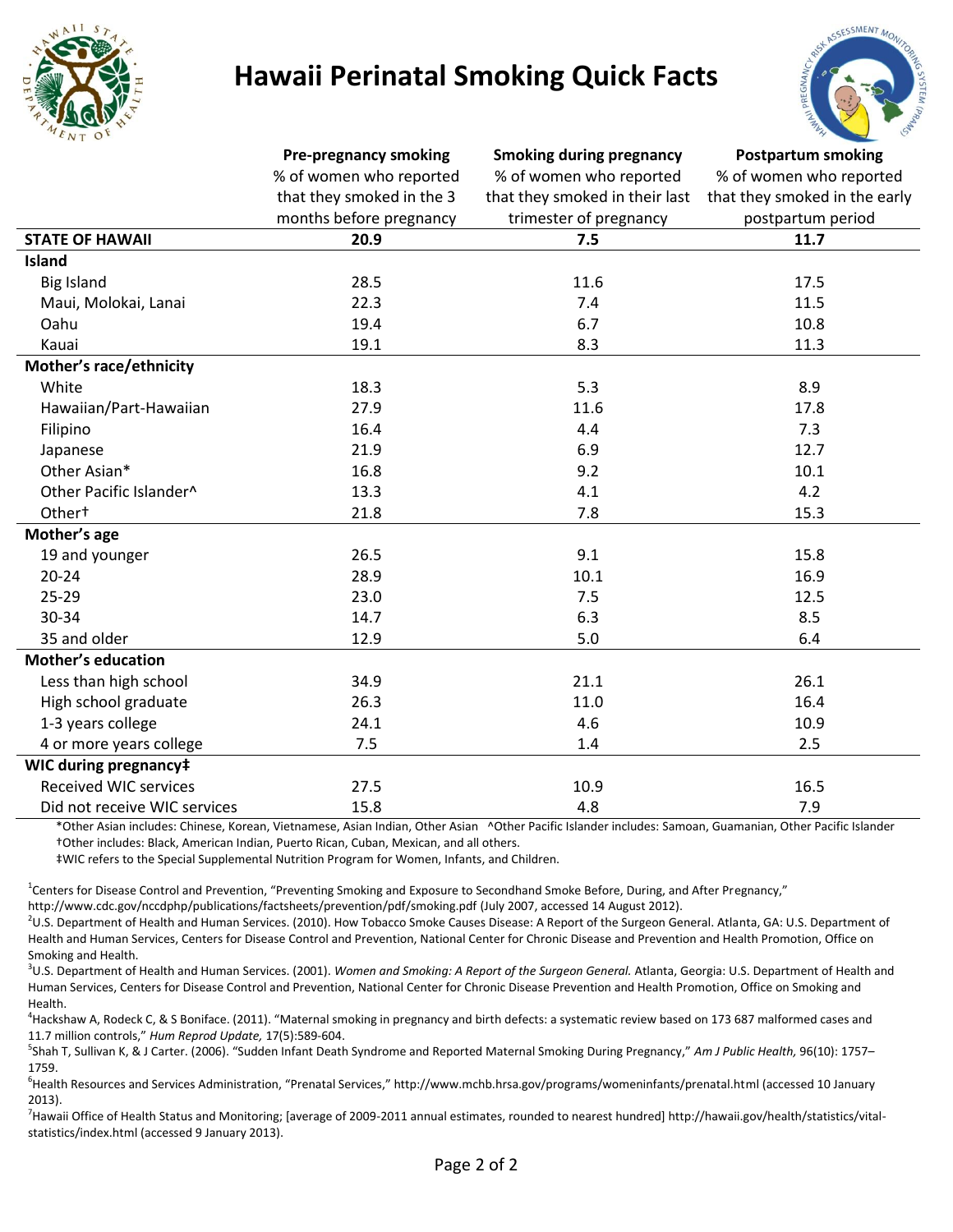# Hawaii Perinatal Smoking Quick Facts

| | Pre-pregnancy smoking<br>% of women who reported that they smoked in the 3 months before pregnancy | Smoking during pregnancy<br>% of women who reported that they smoked in their last trimester of pregnancy | Postpartum smoking<br>% of women who reported that they smoked in the early postpartum period |
|---|---|---|---|
| **STATE OF HAWAII** | **20.9** | **7.5** | **11.7** |
| **Island** | | | |
| Big Island | 28.5 | 11.6 | 17.5 |
| Maui, Molokai, Lanai | 22.3 | 7.4 | 11.5 |
| Oahu | 19.4 | 6.7 | 10.8 |
| Kauai | 19.1 | 8.3 | 11.3 |
| **Mother's race/ethnicity** | | | |
| White | 18.3 | 5.3 | 8.9 |
| Hawaiian/Part-Hawaiian | 27.9 | 11.6 | 17.8 |
| Filipino | 16.4 | 4.4 | 7.3 |
| Japanese | 21.9 | 6.9 | 12.7 |
| Other Asian* | 16.8 | 9.2 | 10.1 |
| Other Pacific Islander^ | 13.3 | 4.1 | 4.2 |
| Other† | 21.8 | 7.8 | 15.3 |
| **Mother's age** | | | |
| 19 and younger | 26.5 | 9.1 | 15.8 |
| 20-24 | 28.9 | 10.1 | 16.9 |
| 25-29 | 23.0 | 7.5 | 12.5 |
| 30-34 | 14.7 | 6.3 | 8.5 |
| 35 and older | 12.9 | 5.0 | 6.4 |
| **Mother's education** | | | |
| Less than high school | 34.9 | 21.1 | 26.1 |
| High school graduate | 26.3 | 11.0 | 16.4 |
| 1-3 years college | 24.1 | 4.6 | 10.9 |
| 4 or more years college | 7.5 | 1.4 | 2.5 |
| **WIC during pregnancy‡** | | | |
| Received WIC services | 27.5 | 10.9 | 16.5 |
| Did not receive WIC services | 15.8 | 4.8 | 7.9 |

*Other Asian includes: Chinese, Korean, Vietnamese, Asian Indian, Other Asian ^Other Pacific Islander includes: Samoan, Guamanian, Other Pacific Islander

†Other includes: Black, American Indian, Puerto Rican, Cuban, Mexican, and all others.

‡WIC refers to the Special Supplemental Nutrition Program for Women, Infants, and Children.

[1]Centers for Disease Control and Prevention, "Preventing Smoking and Exposure to Secondhand Smoke Before, During, and After Pregnancy," http://www.cdc.gov/nccdphp/publications/factsheets/prevention/pdf/smoking.pdf (July 2007, accessed 14 August 2012).

[2]U.S. Department of Health and Human Services. (2010). How Tobacco Smoke Causes Disease: A Report of the Surgeon General. Atlanta, GA: U.S. Department of Health and Human Services, Centers for Disease Control and Prevention, National Center for Chronic Disease and Prevention and Health Promotion, Office on Smoking and Health.

[3]U.S. Department of Health and Human Services. (2001). *Women and Smoking: A Report of the Surgeon General.* Atlanta, Georgia: U.S. Department of Health and Human Services, Centers for Disease Control and Prevention, National Center for Chronic Disease Prevention and Health Promotion, Office on Smoking and Health.

[4]Hackshaw A, Rodeck C, & S Boniface. (2011). "Maternal smoking in pregnancy and birth defects: a systematic review based on 173 687 malformed cases and 11.7 million controls," *Hum Reprod Update,* 17(5):589-604.

[5]Shah T, Sullivan K, & J Carter. (2006). "Sudden Infant Death Syndrome and Reported Maternal Smoking During Pregnancy," *Am J Public Health,* 96(10): 1757–1759.

[6]Health Resources and Services Administration, "Prenatal Services," http://www.mchb.hrsa.gov/programs/womeninfants/prenatal.html (accessed 10 January 2013).

[7]Hawaii Office of Health Status and Monitoring; [average of 2009-2011 annual estimates, rounded to nearest hundred] http://hawaii.gov/health/statistics/vital-statistics/index.html (accessed 9 January 2013).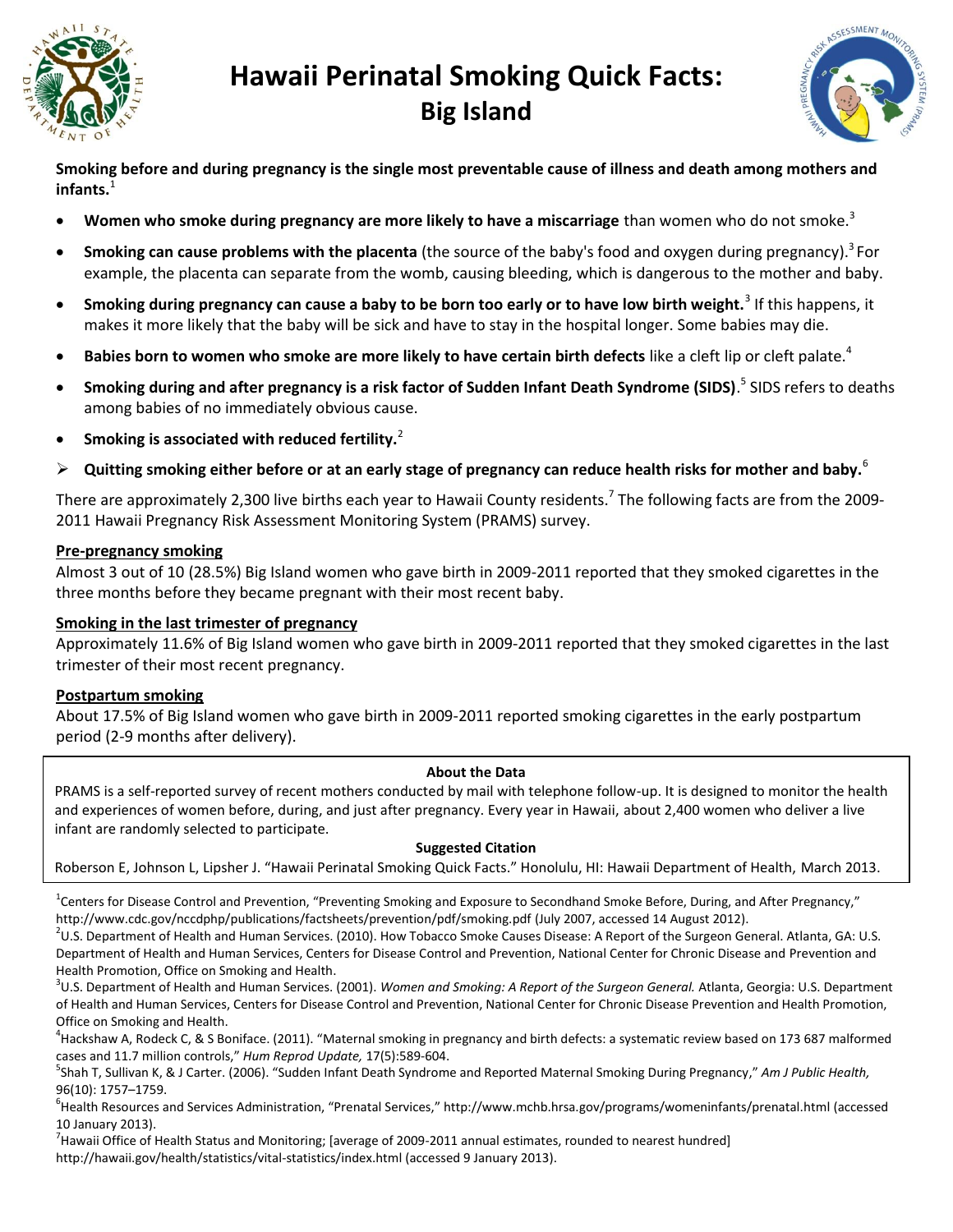# Hawaii Perinatal Smoking Quick Facts: Big Island

**Smoking before and during pregnancy is the single most preventable cause of illness and death among mothers and infants.**[1]

- **Women who smoke during pregnancy are more likely to have a miscarriage** than women who do not smoke.[3]
- **Smoking can cause problems with the placenta** (the source of the baby's food and oxygen during pregnancy).[3] For example, the placenta can separate from the womb, causing bleeding, which is dangerous to the mother and baby.
- **Smoking during pregnancy can cause a baby to be born too early or to have low birth weight.**[3] If this happens, it makes it more likely that the baby will be sick and have to stay in the hospital longer. Some babies may die.
- **Babies born to women who smoke are more likely to have certain birth defects** like a cleft lip or cleft palate.[4]
- **Smoking during and after pregnancy is a risk factor of Sudden Infant Death Syndrome (SIDS)**.[5] SIDS refers to deaths among babies of no immediately obvious cause.
- **Smoking is associated with reduced fertility.**[2]

➢ **Quitting smoking either before or at an early stage of pregnancy can reduce health risks for mother and baby.**[6]

There are approximately 2,300 live births each year to Hawaii County residents.[7] The following facts are from the 2009-2011 Hawaii Pregnancy Risk Assessment Monitoring System (PRAMS) survey.

**Pre-pregnancy smoking**

Almost 3 out of 10 (28.5%) Big Island women who gave birth in 2009-2011 reported that they smoked cigarettes in the three months before they became pregnant with their most recent baby.

**Smoking in the last trimester of pregnancy**

Approximately 11.6% of Big Island women who gave birth in 2009-2011 reported that they smoked cigarettes in the last trimester of their most recent pregnancy.

**Postpartum smoking**

About 17.5% of Big Island women who gave birth in 2009-2011 reported smoking cigarettes in the early postpartum period (2-9 months after delivery).

**About the Data**

PRAMS is a self-reported survey of recent mothers conducted by mail with telephone follow-up. It is designed to monitor the health and experiences of women before, during, and just after pregnancy. Every year in Hawaii, about 2,400 women who deliver a live infant are randomly selected to participate.

**Suggested Citation**

Roberson E, Johnson L, Lipsher J. "Hawaii Perinatal Smoking Quick Facts." Honolulu, HI: Hawaii Department of Health, March 2013.

[1]Centers for Disease Control and Prevention, "Preventing Smoking and Exposure to Secondhand Smoke Before, During, and After Pregnancy," http://www.cdc.gov/nccdphp/publications/factsheets/prevention/pdf/smoking.pdf (July 2007, accessed 14 August 2012).

[2]U.S. Department of Health and Human Services. (2010). How Tobacco Smoke Causes Disease: A Report of the Surgeon General. Atlanta, GA: U.S. Department of Health and Human Services, Centers for Disease Control and Prevention, National Center for Chronic Disease and Prevention and Health Promotion, Office on Smoking and Health.

[3]U.S. Department of Health and Human Services. (2001). *Women and Smoking: A Report of the Surgeon General.* Atlanta, Georgia: U.S. Department of Health and Human Services, Centers for Disease Control and Prevention, National Center for Chronic Disease Prevention and Health Promotion, Office on Smoking and Health.

[4]Hackshaw A, Rodeck C, & S Boniface. (2011). "Maternal smoking in pregnancy and birth defects: a systematic review based on 173 687 malformed cases and 11.7 million controls," *Hum Reprod Update,* 17(5):589-604.

[5]Shah T, Sullivan K, & J Carter. (2006). "Sudden Infant Death Syndrome and Reported Maternal Smoking During Pregnancy," *Am J Public Health,* 96(10): 1757–1759.

[6]Health Resources and Services Administration, "Prenatal Services," http://www.mchb.hrsa.gov/programs/womeninfants/prenatal.html (accessed 10 January 2013).

[7]Hawaii Office of Health Status and Monitoring; [average of 2009-2011 annual estimates, rounded to nearest hundred] http://hawaii.gov/health/statistics/vital-statistics/index.html (accessed 9 January 2013).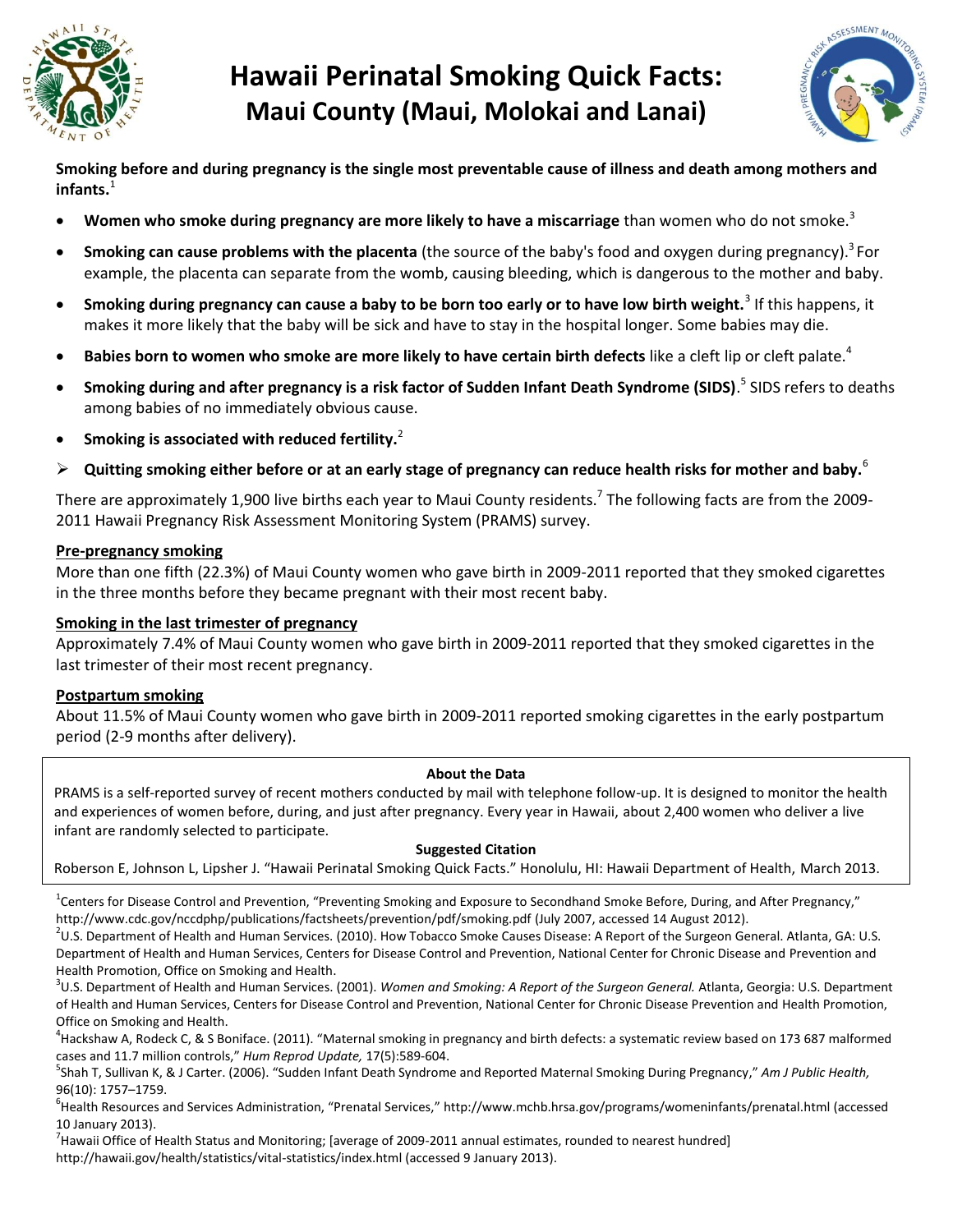# Hawaii Perinatal Smoking Quick Facts: Maui County (Maui, Molokai and Lanai)

**Smoking before and during pregnancy is the single most preventable cause of illness and death among mothers and infants.**[1]

- **Women who smoke during pregnancy are more likely to have a miscarriage** than women who do not smoke.[3]
- **Smoking can cause problems with the placenta** (the source of the baby's food and oxygen during pregnancy).[3] For example, the placenta can separate from the womb, causing bleeding, which is dangerous to the mother and baby.
- **Smoking during pregnancy can cause a baby to be born too early or to have low birth weight.**[3] If this happens, it makes it more likely that the baby will be sick and have to stay in the hospital longer. Some babies may die.
- **Babies born to women who smoke are more likely to have certain birth defects** like a cleft lip or cleft palate.[4]
- **Smoking during and after pregnancy is a risk factor of Sudden Infant Death Syndrome (SIDS)**.[5] SIDS refers to deaths among babies of no immediately obvious cause.
- **Smoking is associated with reduced fertility.**[2]

➢ **Quitting smoking either before or at an early stage of pregnancy can reduce health risks for mother and baby.**[6]

There are approximately 1,900 live births each year to Maui County residents.[7] The following facts are from the 2009-2011 Hawaii Pregnancy Risk Assessment Monitoring System (PRAMS) survey.

## Pre-pregnancy smoking

More than one fifth (22.3%) of Maui County women who gave birth in 2009-2011 reported that they smoked cigarettes in the three months before they became pregnant with their most recent baby.

## Smoking in the last trimester of pregnancy

Approximately 7.4% of Maui County women who gave birth in 2009-2011 reported that they smoked cigarettes in the last trimester of their most recent pregnancy.

## Postpartum smoking

About 11.5% of Maui County women who gave birth in 2009-2011 reported smoking cigarettes in the early postpartum period (2-9 months after delivery).

**About the Data**

PRAMS is a self-reported survey of recent mothers conducted by mail with telephone follow-up. It is designed to monitor the health and experiences of women before, during, and just after pregnancy. Every year in Hawaii, about 2,400 women who deliver a live infant are randomly selected to participate.

**Suggested Citation**

Roberson E, Johnson L, Lipsher J. "Hawaii Perinatal Smoking Quick Facts." Honolulu, HI: Hawaii Department of Health, March 2013.

[1]Centers for Disease Control and Prevention, "Preventing Smoking and Exposure to Secondhand Smoke Before, During, and After Pregnancy," http://www.cdc.gov/nccdphp/publications/factsheets/prevention/pdf/smoking.pdf (July 2007, accessed 14 August 2012).
[2]U.S. Department of Health and Human Services. (2010). How Tobacco Smoke Causes Disease: A Report of the Surgeon General. Atlanta, GA: U.S. Department of Health and Human Services, Centers for Disease Control and Prevention, National Center for Chronic Disease and Prevention and Health Promotion, Office on Smoking and Health.
[3]U.S. Department of Health and Human Services. (2001). *Women and Smoking: A Report of the Surgeon General.* Atlanta, Georgia: U.S. Department of Health and Human Services, Centers for Disease Control and Prevention, National Center for Chronic Disease Prevention and Health Promotion, Office on Smoking and Health.
[4]Hackshaw A, Rodeck C, & S Boniface. (2011). "Maternal smoking in pregnancy and birth defects: a systematic review based on 173 687 malformed cases and 11.7 million controls," *Hum Reprod Update,* 17(5):589-604.
[5]Shah T, Sullivan K, & J Carter. (2006). "Sudden Infant Death Syndrome and Reported Maternal Smoking During Pregnancy," *Am J Public Health,* 96(10): 1757–1759.
[6]Health Resources and Services Administration, "Prenatal Services," http://www.mchb.hrsa.gov/programs/womeninfants/prenatal.html (accessed 10 January 2013).
[7]Hawaii Office of Health Status and Monitoring; [average of 2009-2011 annual estimates, rounded to nearest hundred] http://hawaii.gov/health/statistics/vital-statistics/index.html (accessed 9 January 2013).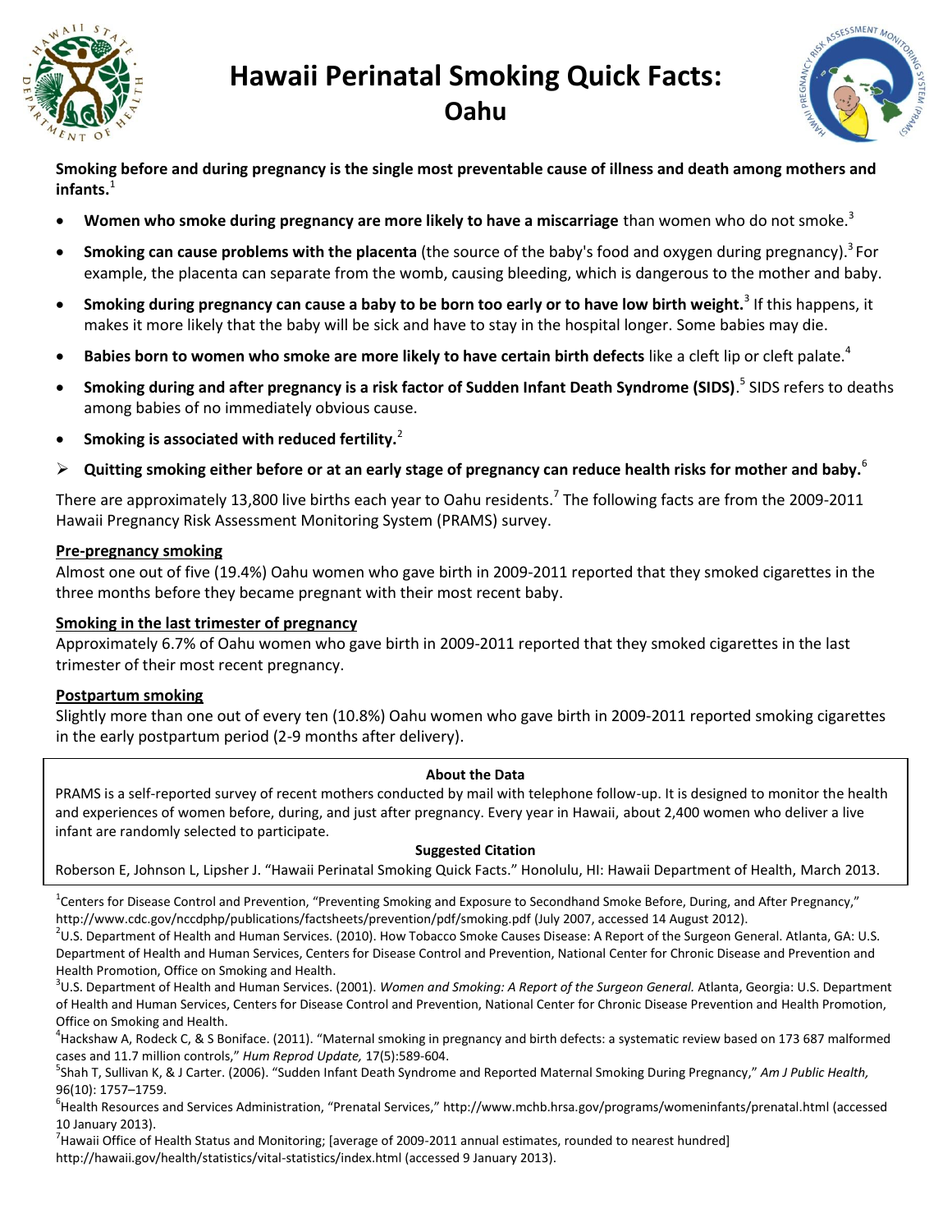# Hawaii Perinatal Smoking Quick Facts: Oahu

**Smoking before and during pregnancy is the single most preventable cause of illness and death among mothers and infants.**[1]

- **Women who smoke during pregnancy are more likely to have a miscarriage** than women who do not smoke.[3]
- **Smoking can cause problems with the placenta** (the source of the baby's food and oxygen during pregnancy).[3] For example, the placenta can separate from the womb, causing bleeding, which is dangerous to the mother and baby.
- **Smoking during pregnancy can cause a baby to be born too early or to have low birth weight.**[3] If this happens, it makes it more likely that the baby will be sick and have to stay in the hospital longer. Some babies may die.
- **Babies born to women who smoke are more likely to have certain birth defects** like a cleft lip or cleft palate.[4]
- **Smoking during and after pregnancy is a risk factor of Sudden Infant Death Syndrome (SIDS)**.[5] SIDS refers to deaths among babies of no immediately obvious cause.
- **Smoking is associated with reduced fertility.**[2]

> **Quitting smoking either before or at an early stage of pregnancy can reduce health risks for mother and baby.**[6]

There are approximately 13,800 live births each year to Oahu residents.[7] The following facts are from the 2009-2011 Hawaii Pregnancy Risk Assessment Monitoring System (PRAMS) survey.

## Pre-pregnancy smoking

Almost one out of five (19.4%) Oahu women who gave birth in 2009-2011 reported that they smoked cigarettes in the three months before they became pregnant with their most recent baby.

## Smoking in the last trimester of pregnancy

Approximately 6.7% of Oahu women who gave birth in 2009-2011 reported that they smoked cigarettes in the last trimester of their most recent pregnancy.

## Postpartum smoking

Slightly more than one out of every ten (10.8%) Oahu women who gave birth in 2009-2011 reported smoking cigarettes in the early postpartum period (2-9 months after delivery).

**About the Data**

PRAMS is a self-reported survey of recent mothers conducted by mail with telephone follow-up. It is designed to monitor the health and experiences of women before, during, and just after pregnancy. Every year in Hawaii, about 2,400 women who deliver a live infant are randomly selected to participate.

**Suggested Citation**

Roberson E, Johnson L, Lipsher J. "Hawaii Perinatal Smoking Quick Facts." Honolulu, HI: Hawaii Department of Health, March 2013.

---

[1] Centers for Disease Control and Prevention, "Preventing Smoking and Exposure to Secondhand Smoke Before, During, and After Pregnancy," http://www.cdc.gov/nccdphp/publications/factsheets/prevention/pdf/smoking.pdf (July 2007, accessed 14 August 2012).

[2] U.S. Department of Health and Human Services. (2010). How Tobacco Smoke Causes Disease: A Report of the Surgeon General. Atlanta, GA: U.S. Department of Health and Human Services, Centers for Disease Control and Prevention, National Center for Chronic Disease and Prevention and Health Promotion, Office on Smoking and Health.

[3] U.S. Department of Health and Human Services. (2001). *Women and Smoking: A Report of the Surgeon General.* Atlanta, Georgia: U.S. Department of Health and Human Services, Centers for Disease Control and Prevention, National Center for Chronic Disease Prevention and Health Promotion, Office on Smoking and Health.

[4] Hackshaw A, Rodeck C, & S Boniface. (2011). "Maternal smoking in pregnancy and birth defects: a systematic review based on 173 687 malformed cases and 11.7 million controls," *Hum Reprod Update,* 17(5):589-604.

[5] Shah T, Sullivan K, & J Carter. (2006). "Sudden Infant Death Syndrome and Reported Maternal Smoking During Pregnancy," *Am J Public Health,* 96(10): 1757–1759.

[6] Health Resources and Services Administration, "Prenatal Services," http://www.mchb.hrsa.gov/programs/womeninfants/prenatal.html (accessed 10 January 2013).

[7] Hawaii Office of Health Status and Monitoring; [average of 2009-2011 annual estimates, rounded to nearest hundred] http://hawaii.gov/health/statistics/vital-statistics/index.html (accessed 9 January 2013).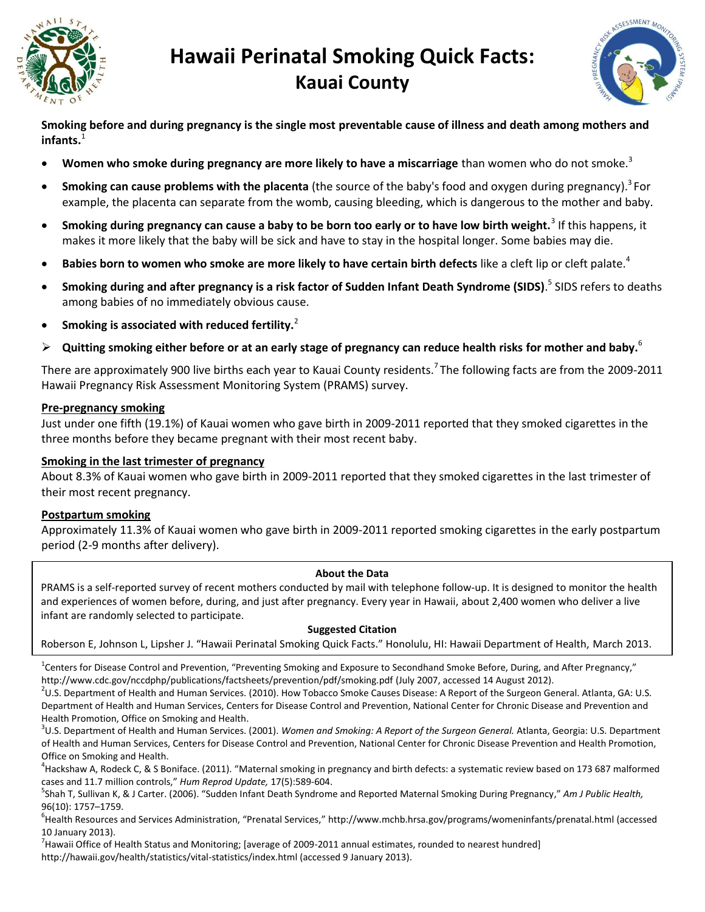# Hawaii Perinatal Smoking Quick Facts: Kauai County

**Smoking before and during pregnancy is the single most preventable cause of illness and death among mothers and infants.**[1]

- **Women who smoke during pregnancy are more likely to have a miscarriage** than women who do not smoke.[3]
- **Smoking can cause problems with the placenta** (the source of the baby's food and oxygen during pregnancy).[3] For example, the placenta can separate from the womb, causing bleeding, which is dangerous to the mother and baby.
- **Smoking during pregnancy can cause a baby to be born too early or to have low birth weight.**[3] If this happens, it makes it more likely that the baby will be sick and have to stay in the hospital longer. Some babies may die.
- **Babies born to women who smoke are more likely to have certain birth defects** like a cleft lip or cleft palate.[4]
- **Smoking during and after pregnancy is a risk factor of Sudden Infant Death Syndrome (SIDS)**.[5] SIDS refers to deaths among babies of no immediately obvious cause.
- **Smoking is associated with reduced fertility.**[2]

➢ **Quitting smoking either before or at an early stage of pregnancy can reduce health risks for mother and baby.**[6]

There are approximately 900 live births each year to Kauai County residents.[7] The following facts are from the 2009-2011 Hawaii Pregnancy Risk Assessment Monitoring System (PRAMS) survey.

**Pre-pregnancy smoking**

Just under one fifth (19.1%) of Kauai women who gave birth in 2009-2011 reported that they smoked cigarettes in the three months before they became pregnant with their most recent baby.

**Smoking in the last trimester of pregnancy**

About 8.3% of Kauai women who gave birth in 2009-2011 reported that they smoked cigarettes in the last trimester of their most recent pregnancy.

**Postpartum smoking**

Approximately 11.3% of Kauai women who gave birth in 2009-2011 reported smoking cigarettes in the early postpartum period (2-9 months after delivery).

**About the Data**

PRAMS is a self-reported survey of recent mothers conducted by mail with telephone follow-up. It is designed to monitor the health and experiences of women before, during, and just after pregnancy. Every year in Hawaii, about 2,400 women who deliver a live infant are randomly selected to participate.

**Suggested Citation**

Roberson E, Johnson L, Lipsher J. "Hawaii Perinatal Smoking Quick Facts." Honolulu, HI: Hawaii Department of Health, March 2013.

[1]Centers for Disease Control and Prevention, "Preventing Smoking and Exposure to Secondhand Smoke Before, During, and After Pregnancy," http://www.cdc.gov/nccdphp/publications/factsheets/prevention/pdf/smoking.pdf (July 2007, accessed 14 August 2012).
[2]U.S. Department of Health and Human Services. (2010). How Tobacco Smoke Causes Disease: A Report of the Surgeon General. Atlanta, GA: U.S. Department of Health and Human Services, Centers for Disease Control and Prevention, National Center for Chronic Disease and Prevention and Health Promotion, Office on Smoking and Health.
[3]U.S. Department of Health and Human Services. (2001). *Women and Smoking: A Report of the Surgeon General.* Atlanta, Georgia: U.S. Department of Health and Human Services, Centers for Disease Control and Prevention, National Center for Chronic Disease Prevention and Health Promotion, Office on Smoking and Health.
[4]Hackshaw A, Rodeck C, & S Boniface. (2011). "Maternal smoking in pregnancy and birth defects: a systematic review based on 173 687 malformed cases and 11.7 million controls," *Hum Reprod Update,* 17(5):589-604.
[5]Shah T, Sullivan K, & J Carter. (2006). "Sudden Infant Death Syndrome and Reported Maternal Smoking During Pregnancy," *Am J Public Health,* 96(10): 1757–1759.
[6]Health Resources and Services Administration, "Prenatal Services," http://www.mchb.hrsa.gov/programs/womeninfants/prenatal.html (accessed 10 January 2013).
[7]Hawaii Office of Health Status and Monitoring; [average of 2009-2011 annual estimates, rounded to nearest hundred] http://hawaii.gov/health/statistics/vital-statistics/index.html (accessed 9 January 2013).